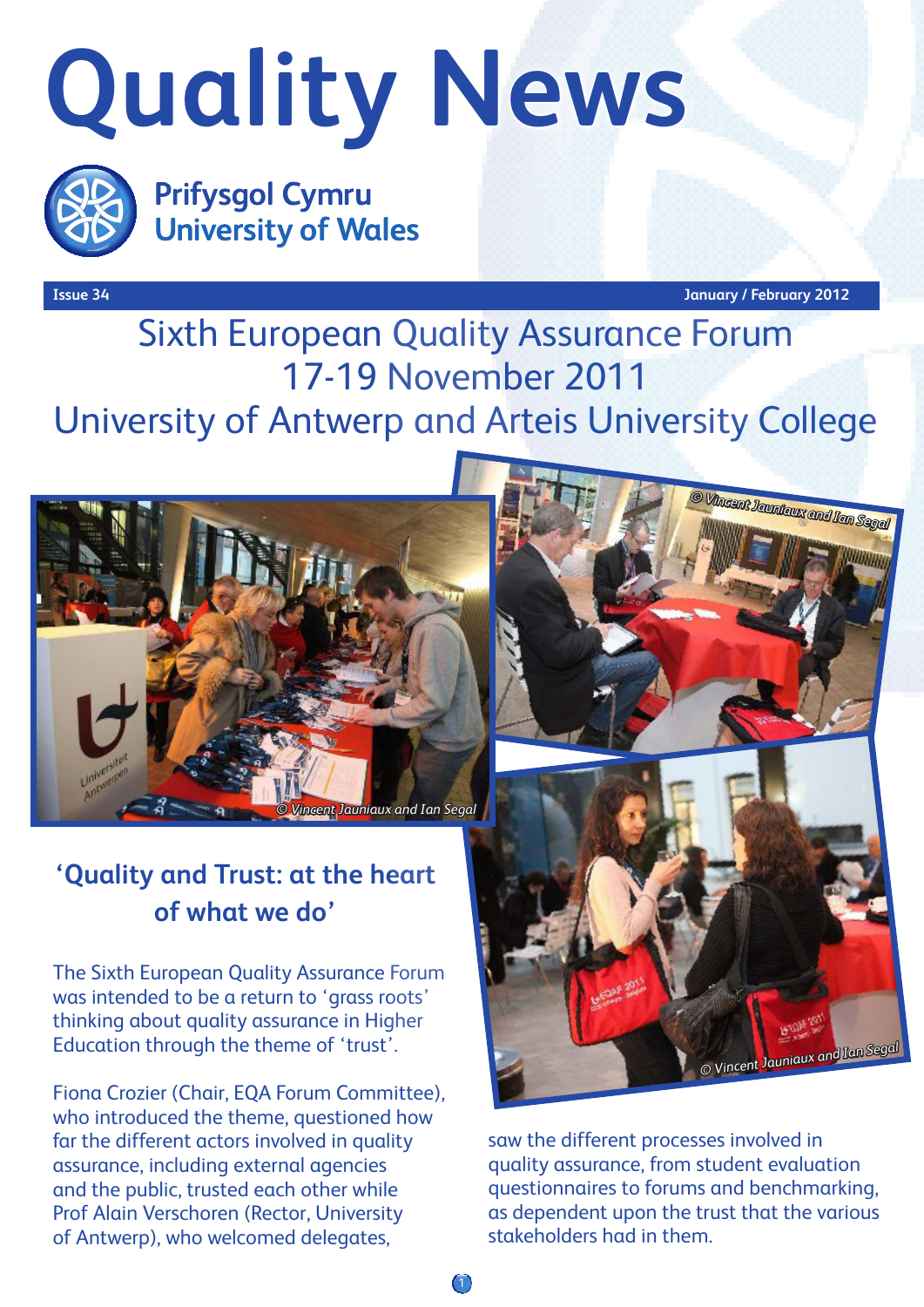# Quality News

Prifysgol Cymru
University of Wales

Issue 34 | January / February 2012

## Sixth European Quality Assurance Forum 17-19 November 2011 University of Antwerp and Arteis University College

© Vincent Jauniaux and Ian Segal

© Vincent Jauniaux and Ian Segal

© Vincent Jauniaux and Ian Segal

### 'Quality and Trust: at the heart of what we do'

The Sixth European Quality Assurance Forum was intended to be a return to 'grass roots' thinking about quality assurance in Higher Education through the theme of 'trust'.

Fiona Crozier (Chair, EQA Forum Committee), who introduced the theme, questioned how far the different actors involved in quality assurance, including external agencies and the public, trusted each other while Prof Alain Verschoren (Rector, University of Antwerp), who welcomed delegates, saw the different processes involved in quality assurance, from student evaluation questionnaires to forums and benchmarking, as dependent upon the trust that the various stakeholders had in them.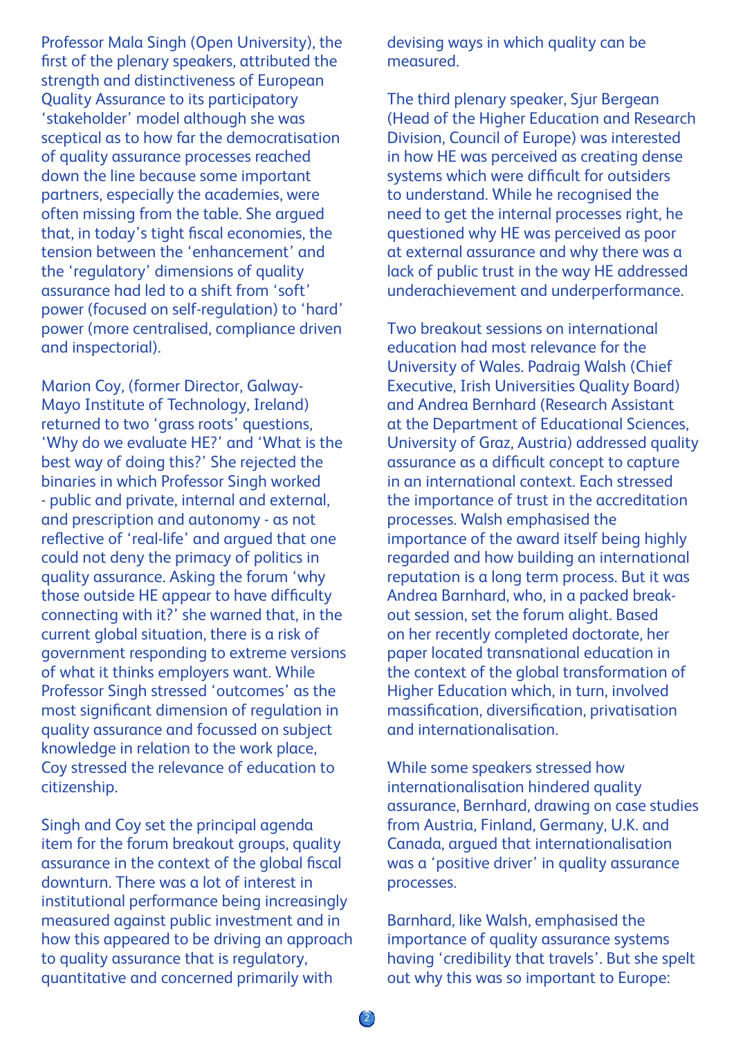Professor Mala Singh (Open University), the first of the plenary speakers, attributed the strength and distinctiveness of European Quality Assurance to its participatory 'stakeholder' model although she was sceptical as to how far the democratisation of quality assurance processes reached down the line because some important partners, especially the academies, were often missing from the table. She argued that, in today's tight fiscal economies, the tension between the 'enhancement' and the 'regulatory' dimensions of quality assurance had led to a shift from 'soft' power (focused on self-regulation) to 'hard' power (more centralised, compliance driven and inspectorial).

Marion Coy, (former Director, Galway-Mayo Institute of Technology, Ireland) returned to two 'grass roots' questions, 'Why do we evaluate HE?' and 'What is the best way of doing this?' She rejected the binaries in which Professor Singh worked - public and private, internal and external, and prescription and autonomy - as not reflective of 'real-life' and argued that one could not deny the primacy of politics in quality assurance. Asking the forum 'why those outside HE appear to have difficulty connecting with it?' she warned that, in the current global situation, there is a risk of government responding to extreme versions of what it thinks employers want. While Professor Singh stressed 'outcomes' as the most significant dimension of regulation in quality assurance and focussed on subject knowledge in relation to the work place, Coy stressed the relevance of education to citizenship.

Singh and Coy set the principal agenda item for the forum breakout groups, quality assurance in the context of the global fiscal downturn. There was a lot of interest in institutional performance being increasingly measured against public investment and in how this appeared to be driving an approach to quality assurance that is regulatory, quantitative and concerned primarily with devising ways in which quality can be measured.

The third plenary speaker, Sjur Bergean (Head of the Higher Education and Research Division, Council of Europe) was interested in how HE was perceived as creating dense systems which were difficult for outsiders to understand. While he recognised the need to get the internal processes right, he questioned why HE was perceived as poor at external assurance and why there was a lack of public trust in the way HE addressed underachievement and underperformance.

Two breakout sessions on international education had most relevance for the University of Wales. Padraig Walsh (Chief Executive, Irish Universities Quality Board) and Andrea Bernhard (Research Assistant at the Department of Educational Sciences, University of Graz, Austria) addressed quality assurance as a difficult concept to capture in an international context. Each stressed the importance of trust in the accreditation processes. Walsh emphasised the importance of the award itself being highly regarded and how building an international reputation is a long term process. But it was Andrea Barnhard, who, in a packed break-out session, set the forum alight. Based on her recently completed doctorate, her paper located transnational education in the context of the global transformation of Higher Education which, in turn, involved massification, diversification, privatisation and internationalisation.

While some speakers stressed how internationalisation hindered quality assurance, Bernhard, drawing on case studies from Austria, Finland, Germany, U.K. and Canada, argued that internationalisation was a 'positive driver' in quality assurance processes.

Barnhard, like Walsh, emphasised the importance of quality assurance systems having 'credibility that travels'. But she spelt out why this was so important to Europe: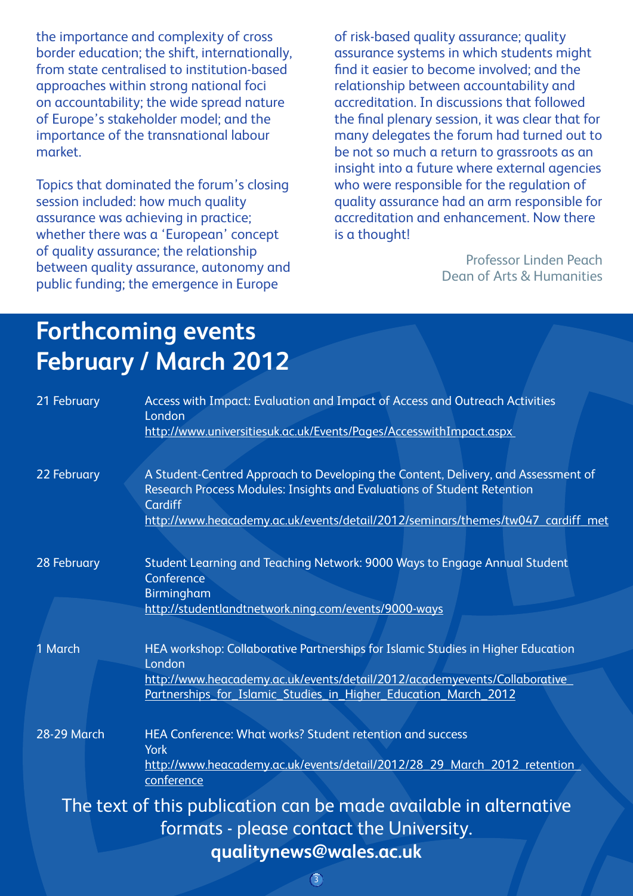the importance and complexity of cross border education; the shift, internationally, from state centralised to institution-based approaches within strong national foci on accountability; the wide spread nature of Europe's stakeholder model; and the importance of the transnational labour market.

Topics that dominated the forum's closing session included: how much quality assurance was achieving in practice; whether there was a 'European' concept of quality assurance; the relationship between quality assurance, autonomy and public funding; the emergence in Europe of risk-based quality assurance; quality assurance systems in which students might find it easier to become involved; and the relationship between accountability and accreditation. In discussions that followed the final plenary session, it was clear that for many delegates the forum had turned out to be not so much a return to grassroots as an insight into a future where external agencies who were responsible for the regulation of quality assurance had an arm responsible for accreditation and enhancement. Now there is a thought!

Professor Linden Peach
Dean of Arts & Humanities

# Forthcoming events February / March 2012

| | |
|---|---|
| 21 February | Access with Impact: Evaluation and Impact of Access and Outreach Activities<br>London<br>http://www.universitiesuk.ac.uk/Events/Pages/AccesswithImpact.aspx |
| 22 February | A Student-Centred Approach to Developing the Content, Delivery, and Assessment of Research Process Modules: Insights and Evaluations of Student Retention<br>Cardiff<br>http://www.heacademy.ac.uk/events/detail/2012/seminars/themes/tw047_cardiff_met |
| 28 February | Student Learning and Teaching Network: 9000 Ways to Engage Annual Student Conference<br>Birmingham<br>http://studentlandtnetwork.ning.com/events/9000-ways |
| 1 March | HEA workshop: Collaborative Partnerships for Islamic Studies in Higher Education<br>London<br>http://www.heacademy.ac.uk/events/detail/2012/academyevents/Collaborative_Partnerships_for_Islamic_Studies_in_Higher_Education_March_2012 |
| 28-29 March | HEA Conference: What works? Student retention and success<br>York<br>http://www.heacademy.ac.uk/events/detail/2012/28_29_March_2012_retention_conference |

The text of this publication can be made available in alternative formats - please contact the University.

**qualitynews@wales.ac.uk**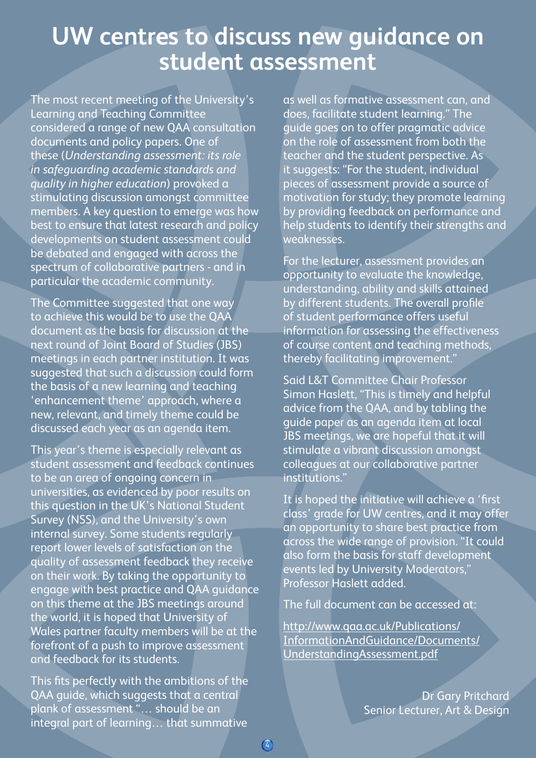# UW centres to discuss new guidance on student assessment

The most recent meeting of the University's Learning and Teaching Committee considered a range of new QAA consultation documents and policy papers. One of these (*Understanding assessment: its role in safeguarding academic standards and quality in higher education*) provoked a stimulating discussion amongst committee members. A key question to emerge was how best to ensure that latest research and policy developments on student assessment could be debated and engaged with across the spectrum of collaborative partners - and in particular the academic community.

The Committee suggested that one way to achieve this would be to use the QAA document as the basis for discussion at the next round of Joint Board of Studies (JBS) meetings in each partner institution. It was suggested that such a discussion could form the basis of a new learning and teaching 'enhancement theme' approach, where a new, relevant, and timely theme could be discussed each year as an agenda item.

This year's theme is especially relevant as student assessment and feedback continues to be an area of ongoing concern in universities, as evidenced by poor results on this question in the UK's National Student Survey (NSS), and the University's own internal survey. Some students regularly report lower levels of satisfaction on the quality of assessment feedback they receive on their work. By taking the opportunity to engage with best practice and QAA guidance on this theme at the JBS meetings around the world, it is hoped that University of Wales partner faculty members will be at the forefront of a push to improve assessment and feedback for its students.

This fits perfectly with the ambitions of the QAA guide, which suggests that a central plank of assessment "… should be an integral part of learning… that summative as well as formative assessment can, and does, facilitate student learning." The guide goes on to offer pragmatic advice on the role of assessment from both the teacher and the student perspective. As it suggests: "For the student, individual pieces of assessment provide a source of motivation for study; they promote learning by providing feedback on performance and help students to identify their strengths and weaknesses.

For the lecturer, assessment provides an opportunity to evaluate the knowledge, understanding, ability and skills attained by different students. The overall profile of student performance offers useful information for assessing the effectiveness of course content and teaching methods, thereby facilitating improvement."

Said L&T Committee Chair Professor Simon Haslett, "This is timely and helpful advice from the QAA, and by tabling the guide paper as an agenda item at local JBS meetings, we are hopeful that it will stimulate a vibrant discussion amongst colleagues at our collaborative partner institutions."

It is hoped the initiative will achieve a 'first class' grade for UW centres, and it may offer an opportunity to share best practice from across the wide range of provision. "It could also form the basis for staff development events led by University Moderators," Professor Haslett added.

The full document can be accessed at:

http://www.qaa.ac.uk/Publications/InformationAndGuidance/Documents/UnderstandingAssessment.pdf

Dr Gary Pritchard
Senior Lecturer, Art & Design